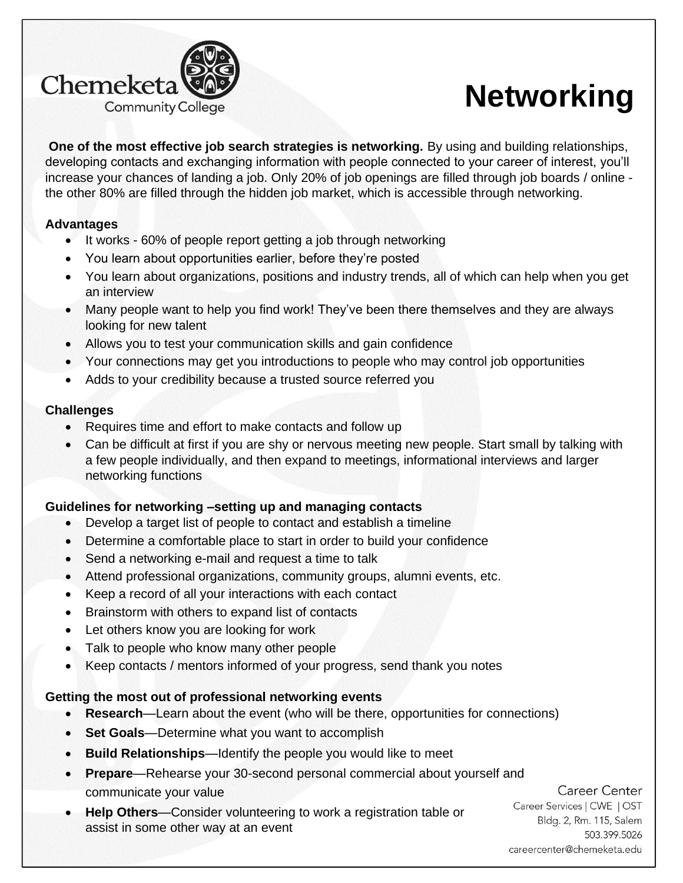Chemeketa Community College

# Networking

**One of the most effective job search strategies is networking.** By using and building relationships, developing contacts and exchanging information with people connected to your career of interest, you'll increase your chances of landing a job. Only 20% of job openings are filled through job boards / online - the other 80% are filled through the hidden job market, which is accessible through networking.

### Advantages

- It works - 60% of people report getting a job through networking
- You learn about opportunities earlier, before they're posted
- You learn about organizations, positions and industry trends, all of which can help when you get an interview
- Many people want to help you find work! They've been there themselves and they are always looking for new talent
- Allows you to test your communication skills and gain confidence
- Your connections may get you introductions to people who may control job opportunities
- Adds to your credibility because a trusted source referred you

### Challenges

- Requires time and effort to make contacts and follow up
- Can be difficult at first if you are shy or nervous meeting new people. Start small by talking with a few people individually, and then expand to meetings, informational interviews and larger networking functions

### Guidelines for networking –setting up and managing contacts

- Develop a target list of people to contact and establish a timeline
- Determine a comfortable place to start in order to build your confidence
- Send a networking e-mail and request a time to talk
- Attend professional organizations, community groups, alumni events, etc.
- Keep a record of all your interactions with each contact
- Brainstorm with others to expand list of contacts
- Let others know you are looking for work
- Talk to people who know many other people
- Keep contacts / mentors informed of your progress, send thank you notes

### Getting the most out of professional networking events

- **Research**—Learn about the event (who will be there, opportunities for connections)
- **Set Goals**—Determine what you want to accomplish
- **Build Relationships**—Identify the people you would like to meet
- **Prepare**—Rehearse your 30-second personal commercial about yourself and communicate your value
- **Help Others**—Consider volunteering to work a registration table or assist in some other way at an event

Career Center
Career Services | CWE | OST
Bldg. 2, Rm. 115, Salem
503.399.5026
careercenter@chemeketa.edu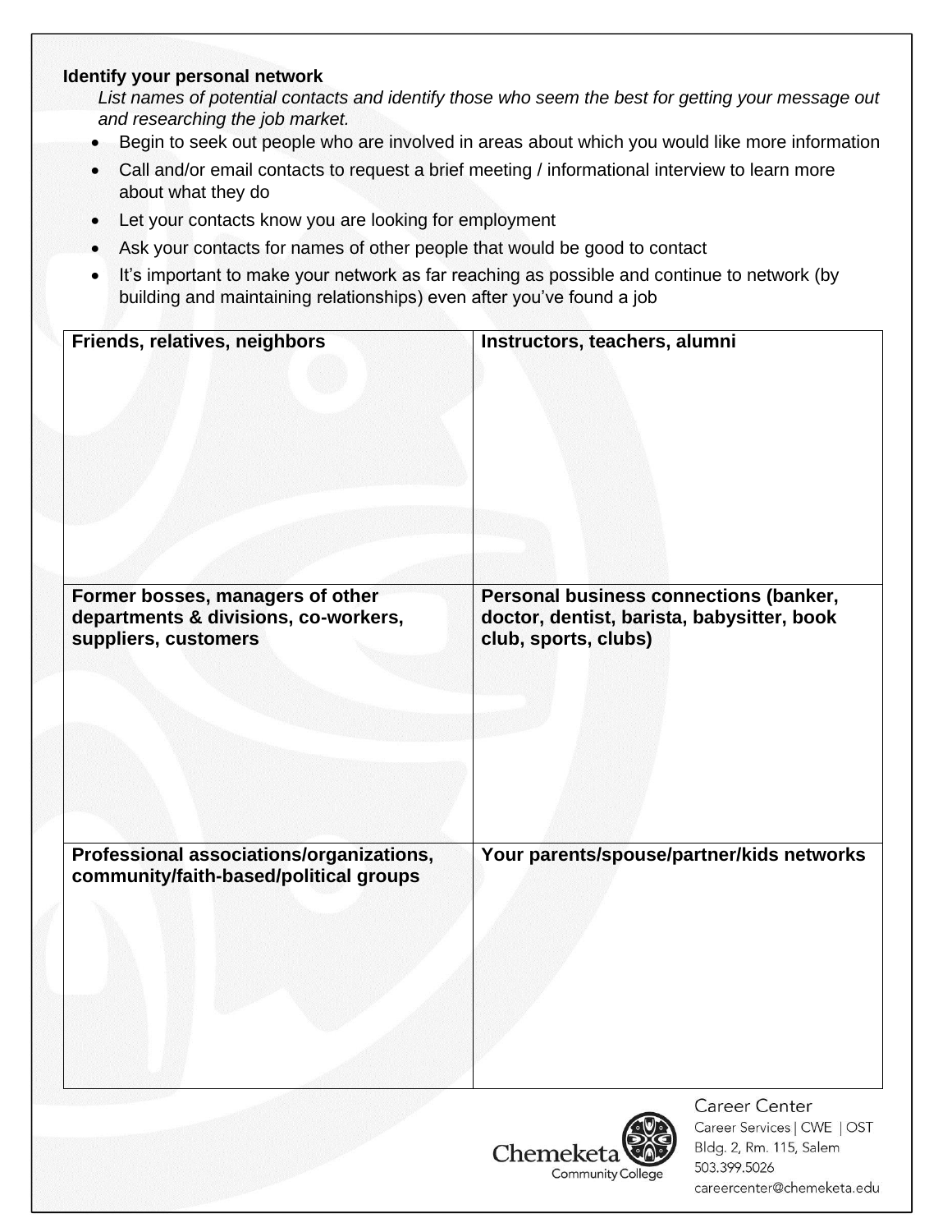**Identify your personal network**

*List names of potential contacts and identify those who seem the best for getting your message out and researching the job market.*

- Begin to seek out people who are involved in areas about which you would like more information
- Call and/or email contacts to request a brief meeting / informational interview to learn more about what they do
- Let your contacts know you are looking for employment
- Ask your contacts for names of other people that would be good to contact
- It's important to make your network as far reaching as possible and continue to network (by building and maintaining relationships) even after you've found a job

| | |
|---|---|
| **Friends, relatives, neighbors** | **Instructors, teachers, alumni** |
| **Former bosses, managers of other departments & divisions, co-workers, suppliers, customers** | **Personal business connections (banker, doctor, dentist, barista, babysitter, book club, sports, clubs)** |
| **Professional associations/organizations, community/faith-based/political groups** | **Your parents/spouse/partner/kids networks** |

Chemeketa Community College

Career Center
Career Services | CWE | OST
Bldg. 2, Rm. 115, Salem
503.399.5026
careercenter@chemeketa.edu